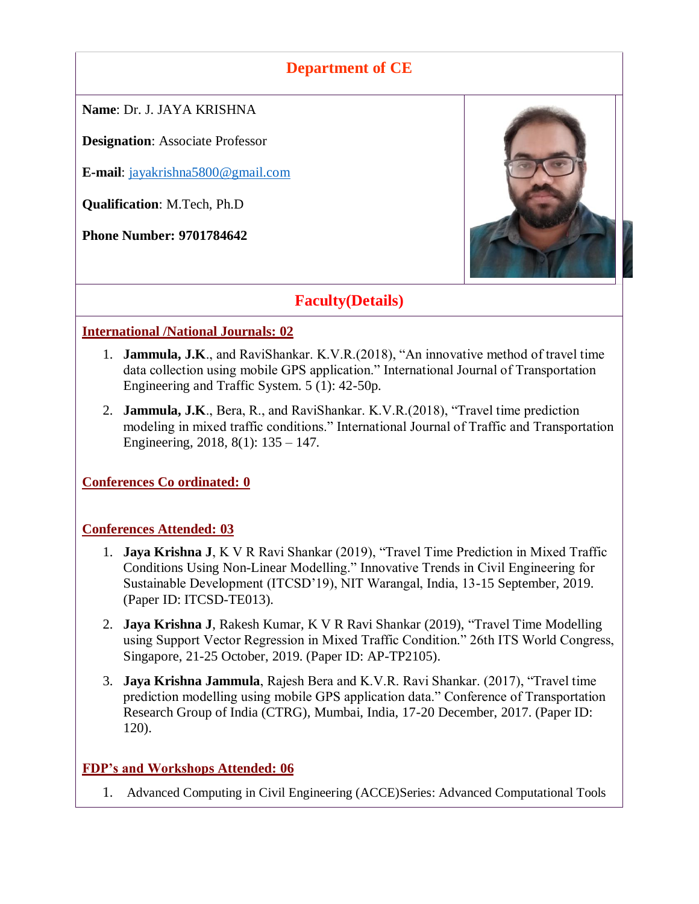# Department of CE

**Name**: Dr. J. JAYA KRISHNA

**Designation**: Associate Professor

**E-mail**: jayakrishna5800@gmail.com

**Qualification**: M.Tech, Ph.D

**Phone Number: 9701784642**

## Faculty(Details)

### International /National Journals: 02

1. **Jammula, J.K**., and RaviShankar. K.V.R.(2018), "An innovative method of travel time data collection using mobile GPS application." International Journal of Transportation Engineering and Traffic System. 5 (1): 42-50p.
2. **Jammula, J.K**., Bera, R., and RaviShankar. K.V.R.(2018), "Travel time prediction modeling in mixed traffic conditions." International Journal of Traffic and Transportation Engineering, 2018, 8(1): 135 – 147.

### Conferences Co ordinated: 0

### Conferences Attended: 03

1. **Jaya Krishna J**, K V R Ravi Shankar (2019), "Travel Time Prediction in Mixed Traffic Conditions Using Non-Linear Modelling." Innovative Trends in Civil Engineering for Sustainable Development (ITCSD'19), NIT Warangal, India, 13-15 September, 2019. (Paper ID: ITCSD-TE013).
2. **Jaya Krishna J**, Rakesh Kumar, K V R Ravi Shankar (2019), "Travel Time Modelling using Support Vector Regression in Mixed Traffic Condition." 26th ITS World Congress, Singapore, 21-25 October, 2019. (Paper ID: AP-TP2105).
3. **Jaya Krishna Jammula**, Rajesh Bera and K.V.R. Ravi Shankar. (2017), "Travel time prediction modelling using mobile GPS application data." Conference of Transportation Research Group of India (CTRG), Mumbai, India, 17-20 December, 2017. (Paper ID: 120).

### FDP's and Workshops Attended: 06

1. Advanced Computing in Civil Engineering (ACCE)Series: Advanced Computational Tools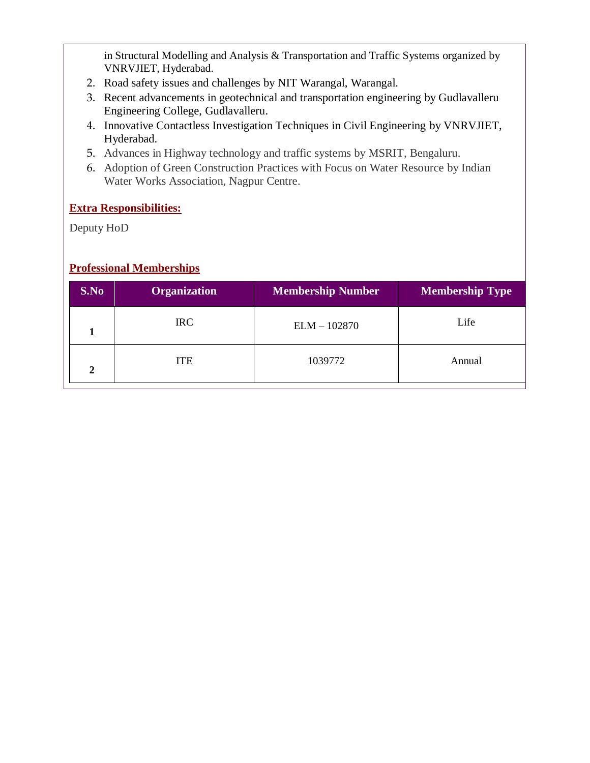in Structural Modelling and Analysis & Transportation and Traffic Systems organized by VNRVJIET, Hyderabad.

2. Road safety issues and challenges by NIT Warangal, Warangal.
3. Recent advancements in geotechnical and transportation engineering by Gudlavalleru Engineering College, Gudlavalleru.
4. Innovative Contactless Investigation Techniques in Civil Engineering by VNRVJIET, Hyderabad.
5. Advances in Highway technology and traffic systems by MSRIT, Bengaluru.
6. Adoption of Green Construction Practices with Focus on Water Resource by Indian Water Works Association, Nagpur Centre.

## Extra Responsibilities:

Deputy HoD

## Professional Memberships

| S.No | Organization | Membership Number | Membership Type |
|---|---|---|---|
| 1 | IRC | ELM – 102870 | Life |
| 2 | ITE | 1039772 | Annual |